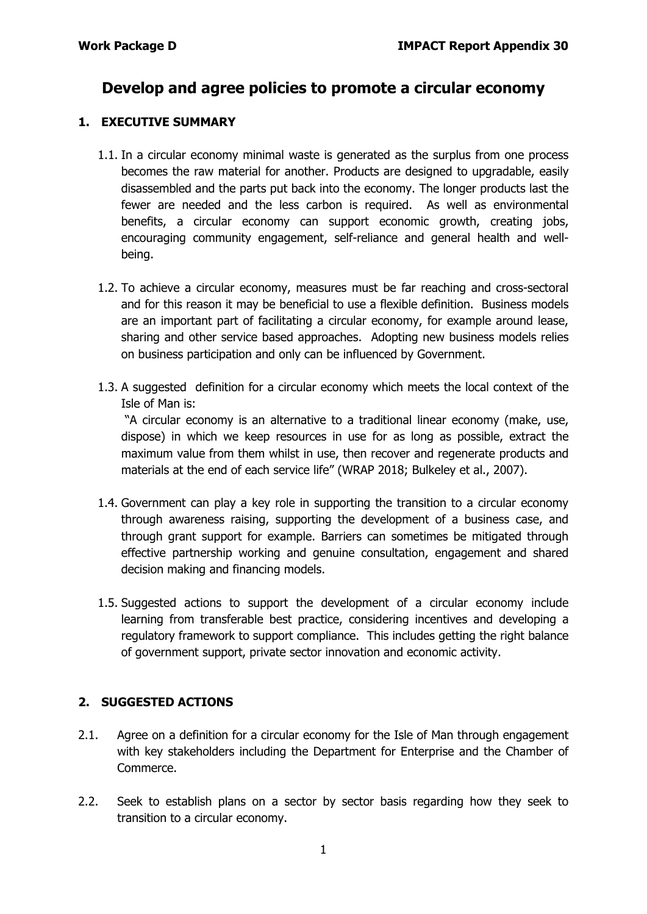# Develop and agree policies to promote a circular economy

## 1. EXECUTIVE SUMMARY

1.1. In a circular economy minimal waste is generated as the surplus from one process becomes the raw material for another. Products are designed to upgradable, easily disassembled and the parts put back into the economy. The longer products last the fewer are needed and the less carbon is required. As well as environmental benefits, a circular economy can support economic growth, creating jobs, encouraging community engagement, self-reliance and general health and well-being.

1.2. To achieve a circular economy, measures must be far reaching and cross-sectoral and for this reason it may be beneficial to use a flexible definition. Business models are an important part of facilitating a circular economy, for example around lease, sharing and other service based approaches. Adopting new business models relies on business participation and only can be influenced by Government.

1.3. A suggested definition for a circular economy which meets the local context of the Isle of Man is:
"A circular economy is an alternative to a traditional linear economy (make, use, dispose) in which we keep resources in use for as long as possible, extract the maximum value from them whilst in use, then recover and regenerate products and materials at the end of each service life" (WRAP 2018; Bulkeley et al., 2007).

1.4. Government can play a key role in supporting the transition to a circular economy through awareness raising, supporting the development of a business case, and through grant support for example. Barriers can sometimes be mitigated through effective partnership working and genuine consultation, engagement and shared decision making and financing models.

1.5. Suggested actions to support the development of a circular economy include learning from transferable best practice, considering incentives and developing a regulatory framework to support compliance. This includes getting the right balance of government support, private sector innovation and economic activity.

## 2. SUGGESTED ACTIONS

2.1. Agree on a definition for a circular economy for the Isle of Man through engagement with key stakeholders including the Department for Enterprise and the Chamber of Commerce.

2.2. Seek to establish plans on a sector by sector basis regarding how they seek to transition to a circular economy.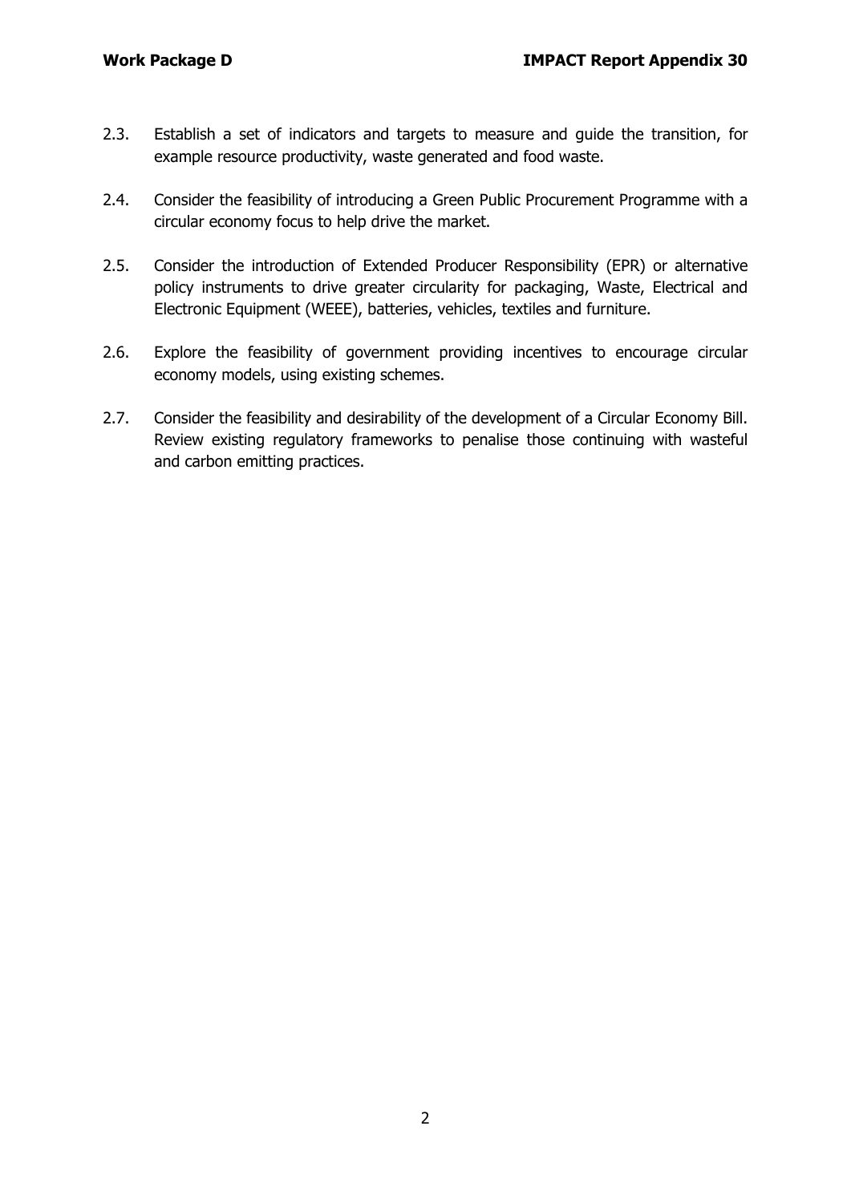2.3. Establish a set of indicators and targets to measure and guide the transition, for example resource productivity, waste generated and food waste.

2.4. Consider the feasibility of introducing a Green Public Procurement Programme with a circular economy focus to help drive the market.

2.5. Consider the introduction of Extended Producer Responsibility (EPR) or alternative policy instruments to drive greater circularity for packaging, Waste, Electrical and Electronic Equipment (WEEE), batteries, vehicles, textiles and furniture.

2.6. Explore the feasibility of government providing incentives to encourage circular economy models, using existing schemes.

2.7. Consider the feasibility and desirability of the development of a Circular Economy Bill. Review existing regulatory frameworks to penalise those continuing with wasteful and carbon emitting practices.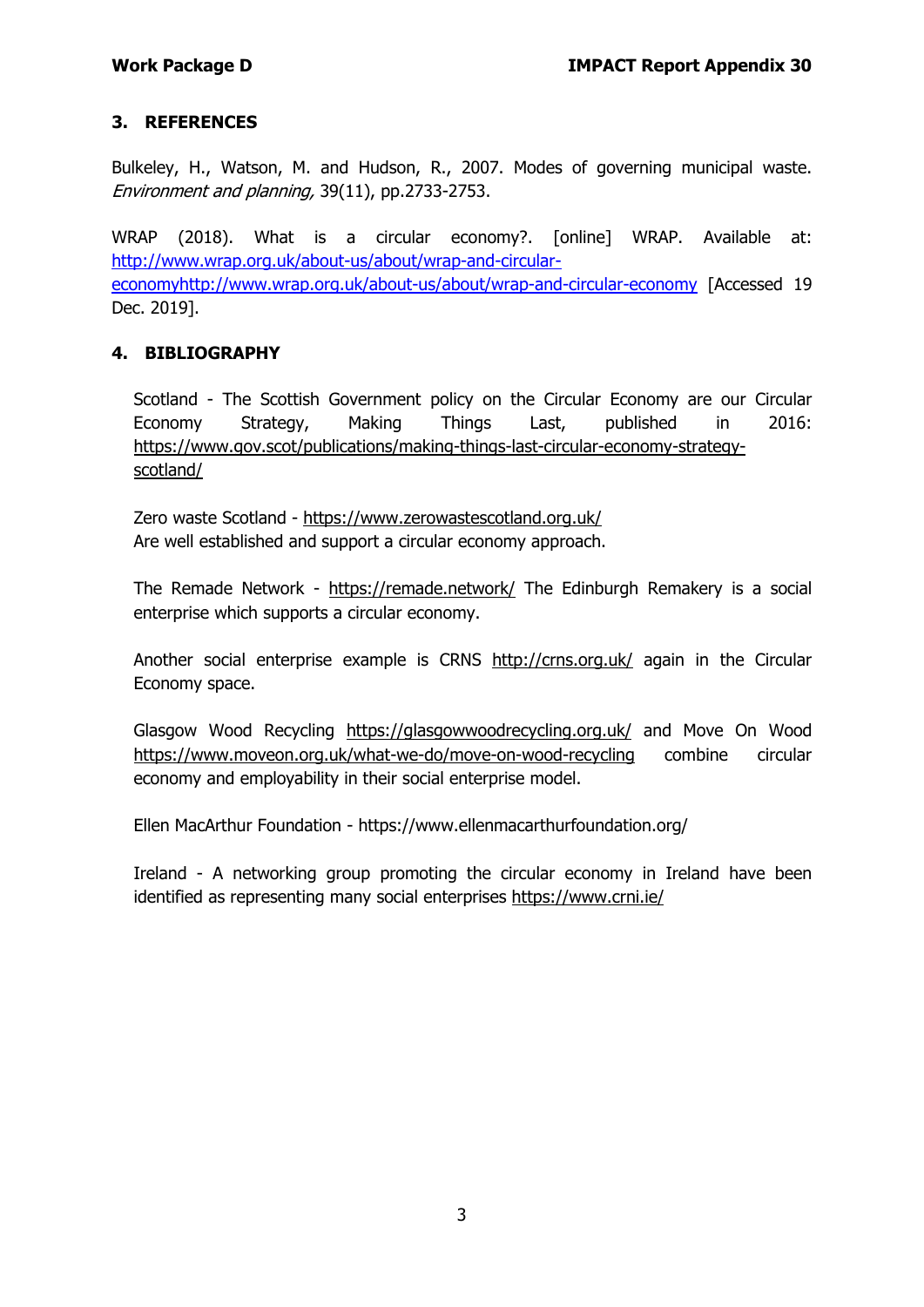## 3. REFERENCES

Bulkeley, H., Watson, M. and Hudson, R., 2007. Modes of governing municipal waste. *Environment and planning,* 39(11), pp.2733-2753.

WRAP (2018). What is a circular economy?. [online] WRAP. Available at: http://www.wrap.org.uk/about-us/about/wrap-and-circular-economyhttp://www.wrap.org.uk/about-us/about/wrap-and-circular-economy [Accessed 19 Dec. 2019].

## 4. BIBLIOGRAPHY

Scotland - The Scottish Government policy on the Circular Economy are our Circular Economy Strategy, Making Things Last, published in 2016: https://www.gov.scot/publications/making-things-last-circular-economy-strategy-scotland/

Zero waste Scotland - https://www.zerowastescotland.org.uk/
Are well established and support a circular economy approach.

The Remade Network - https://remade.network/ The Edinburgh Remakery is a social enterprise which supports a circular economy.

Another social enterprise example is CRNS http://crns.org.uk/ again in the Circular Economy space.

Glasgow Wood Recycling https://glasgowwoodrecycling.org.uk/ and Move On Wood https://www.moveon.org.uk/what-we-do/move-on-wood-recycling combine circular economy and employability in their social enterprise model.

Ellen MacArthur Foundation - https://www.ellenmacarthurfoundation.org/

Ireland - A networking group promoting the circular economy in Ireland have been identified as representing many social enterprises https://www.crni.ie/